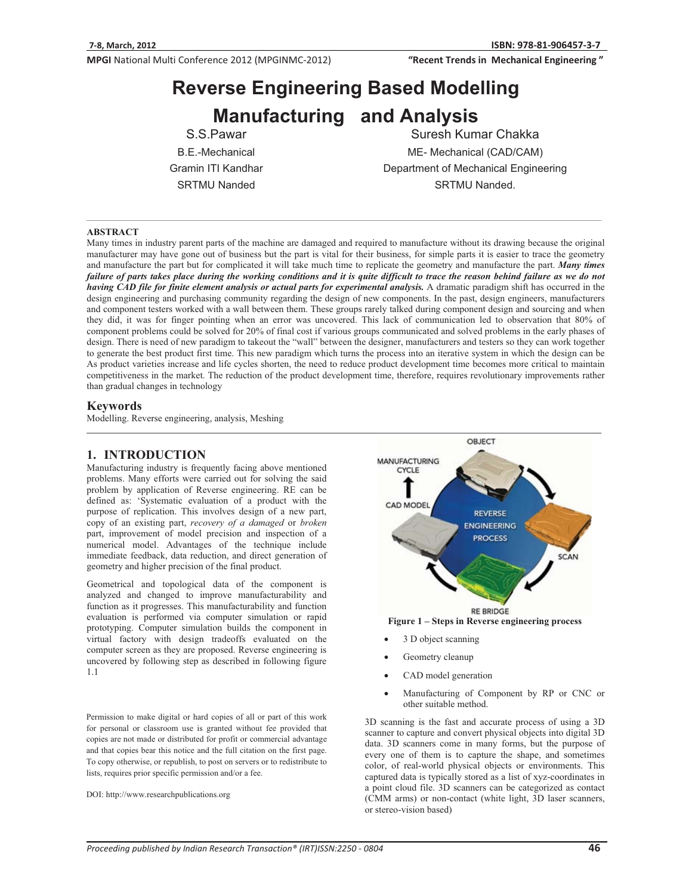# Reverse Engineering Based Modelling Manufacturing and Analysis

S.S.Pawar
B.E.-Mechanical
Gramin ITI Kandhar
SRTMU Nanded

Suresh Kumar Chakka
ME- Mechanical (CAD/CAM)
Department of Mechanical Engineering
SRTMU Nanded.

## ABSTRACT

Many times in industry parent parts of the machine are damaged and required to manufacture without its drawing because the original manufacturer may have gone out of business but the part is vital for their business, for simple parts it is easier to trace the geometry and manufacture the part but for complicated it will take much time to replicate the geometry and manufacture the part. ***Many times failure of parts takes place during the working conditions and it is quite difficult to trace the reason behind failure as we do not having CAD file for finite element analysis or actual parts for experimental analysis.*** A dramatic paradigm shift has occurred in the design engineering and purchasing community regarding the design of new components. In the past, design engineers, manufacturers and component testers worked with a wall between them. These groups rarely talked during component design and sourcing and when they did, it was for finger pointing when an error was uncovered. This lack of communication led to observation that 80% of component problems could be solved for 20% of final cost if various groups communicated and solved problems in the early phases of design. There is need of new paradigm to takeout the "wall" between the designer, manufacturers and testers so they can work together to generate the best product first time. This new paradigm which turns the process into an iterative system in which the design can be As product varieties increase and life cycles shorten, the need to reduce product development time becomes more critical to maintain competitiveness in the market. The reduction of the product development time, therefore, requires revolutionary improvements rather than gradual changes in technology

## Keywords

Modelling. Reverse engineering, analysis, Meshing

## 1. INTRODUCTION

Manufacturing industry is frequently facing above mentioned problems. Many efforts were carried out for solving the said problem by application of Reverse engineering. RE can be defined as: 'Systematic evaluation of a product with the purpose of replication. This involves design of a new part, copy of an existing part, *recovery of a damaged* or *broken* part, improvement of model precision and inspection of a numerical model. Advantages of the technique include immediate feedback, data reduction, and direct generation of geometry and higher precision of the final product.

Geometrical and topological data of the component is analyzed and changed to improve manufacturability and function as it progresses. This manufacturability and function evaluation is performed via computer simulation or rapid prototyping. Computer simulation builds the component in virtual factory with design tradeoffs evaluated on the computer screen as they are proposed. Reverse engineering is uncovered by following step as described in following figure 1.1

Permission to make digital or hard copies of all or part of this work for personal or classroom use is granted without fee provided that copies are not made or distributed for profit or commercial advantage and that copies bear this notice and the full citation on the first page. To copy otherwise, or republish, to post on servers or to redistribute to lists, requires prior specific permission and/or a fee.

DOI: http://www.researchpublications.org

**Figure 1 – Steps in Reverse engineering process**

- 3 D object scanning
- Geometry cleanup
- CAD model generation
- Manufacturing of Component by RP or CNC or other suitable method.

3D scanning is the fast and accurate process of using a 3D scanner to capture and convert physical objects into digital 3D data. 3D scanners come in many forms, but the purpose of every one of them is to capture the shape, and sometimes color, of real-world physical objects or environments. This captured data is typically stored as a list of xyz-coordinates in a point cloud file. 3D scanners can be categorized as contact (CMM arms) or non-contact (white light, 3D laser scanners, or stereo-vision based)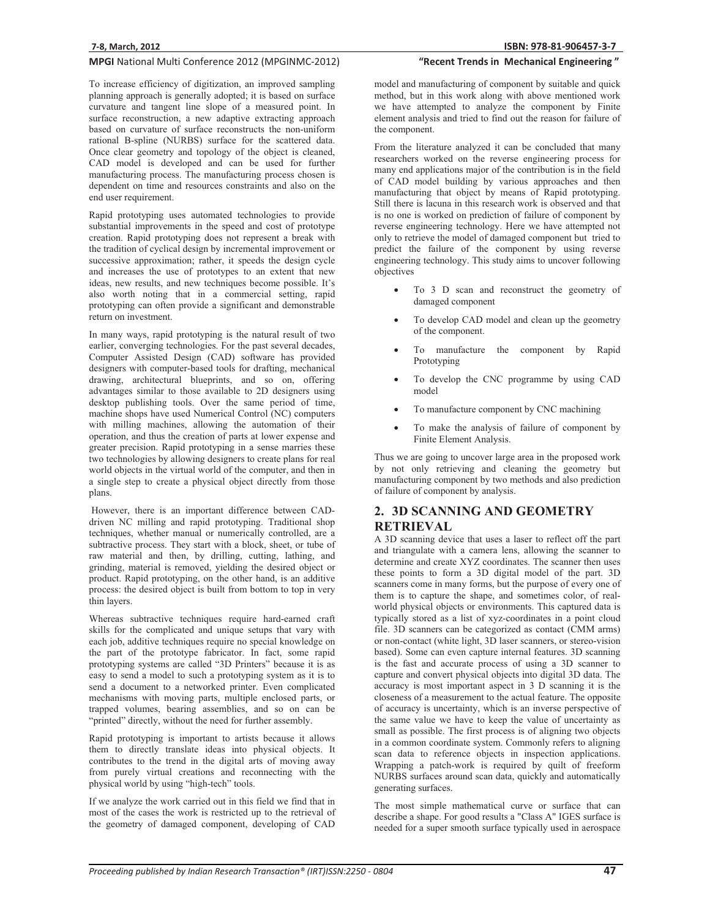To increase efficiency of digitization, an improved sampling planning approach is generally adopted; it is based on surface curvature and tangent line slope of a measured point. In surface reconstruction, a new adaptive extracting approach based on curvature of surface reconstructs the non-uniform rational B-spline (NURBS) surface for the scattered data. Once clear geometry and topology of the object is cleaned, CAD model is developed and can be used for further manufacturing process. The manufacturing process chosen is dependent on time and resources constraints and also on the end user requirement.

Rapid prototyping uses automated technologies to provide substantial improvements in the speed and cost of prototype creation. Rapid prototyping does not represent a break with the tradition of cyclical design by incremental improvement or successive approximation; rather, it speeds the design cycle and increases the use of prototypes to an extent that new ideas, new results, and new techniques become possible. It's also worth noting that in a commercial setting, rapid prototyping can often provide a significant and demonstrable return on investment.

In many ways, rapid prototyping is the natural result of two earlier, converging technologies. For the past several decades, Computer Assisted Design (CAD) software has provided designers with computer-based tools for drafting, mechanical drawing, architectural blueprints, and so on, offering advantages similar to those available to 2D designers using desktop publishing tools. Over the same period of time, machine shops have used Numerical Control (NC) computers with milling machines, allowing the automation of their operation, and thus the creation of parts at lower expense and greater precision. Rapid prototyping in a sense marries these two technologies by allowing designers to create plans for real world objects in the virtual world of the computer, and then in a single step to create a physical object directly from those plans.

However, there is an important difference between CAD-driven NC milling and rapid prototyping. Traditional shop techniques, whether manual or numerically controlled, are a subtractive process. They start with a block, sheet, or tube of raw material and then, by drilling, cutting, lathing, and grinding, material is removed, yielding the desired object or product. Rapid prototyping, on the other hand, is an additive process: the desired object is built from bottom to top in very thin layers.

Whereas subtractive techniques require hard-earned craft skills for the complicated and unique setups that vary with each job, additive techniques require no special knowledge on the part of the prototype fabricator. In fact, some rapid prototyping systems are called "3D Printers" because it is as easy to send a model to such a prototyping system as it is to send a document to a networked printer. Even complicated mechanisms with moving parts, multiple enclosed parts, or trapped volumes, bearing assemblies, and so on can be "printed" directly, without the need for further assembly.

Rapid prototyping is important to artists because it allows them to directly translate ideas into physical objects. It contributes to the trend in the digital arts of moving away from purely virtual creations and reconnecting with the physical world by using "high-tech" tools.

If we analyze the work carried out in this field we find that in most of the cases the work is restricted up to the retrieval of the geometry of damaged component, developing of CAD model and manufacturing of component by suitable and quick method, but in this work along with above mentioned work we have attempted to analyze the component by Finite element analysis and tried to find out the reason for failure of the component.

From the literature analyzed it can be concluded that many researchers worked on the reverse engineering process for many end applications major of the contribution is in the field of CAD model building by various approaches and then manufacturing that object by means of Rapid prototyping. Still there is lacuna in this research work is observed and that is no one is worked on prediction of failure of component by reverse engineering technology. Here we have attempted not only to retrieve the model of damaged component but tried to predict the failure of the component by using reverse engineering technology. This study aims to uncover following objectives

- To 3 D scan and reconstruct the geometry of damaged component
- To develop CAD model and clean up the geometry of the component.
- To manufacture the component by Rapid Prototyping
- To develop the CNC programme by using CAD model
- To manufacture component by CNC machining
- To make the analysis of failure of component by Finite Element Analysis.

Thus we are going to uncover large area in the proposed work by not only retrieving and cleaning the geometry but manufacturing component by two methods and also prediction of failure of component by analysis.

## 2. 3D SCANNING AND GEOMETRY RETRIEVAL

A 3D scanning device that uses a laser to reflect off the part and triangulate with a camera lens, allowing the scanner to determine and create XYZ coordinates. The scanner then uses these points to form a 3D digital model of the part. 3D scanners come in many forms, but the purpose of every one of them is to capture the shape, and sometimes color, of real-world physical objects or environments. This captured data is typically stored as a list of xyz-coordinates in a point cloud file. 3D scanners can be categorized as contact (CMM arms) or non-contact (white light, 3D laser scanners, or stereo-vision based). Some can even capture internal features. 3D scanning is the fast and accurate process of using a 3D scanner to capture and convert physical objects into digital 3D data. The accuracy is most important aspect in 3 D scanning it is the closeness of a measurement to the actual feature. The opposite of accuracy is uncertainty, which is an inverse perspective of the same value we have to keep the value of uncertainty as small as possible. The first process is of aligning two objects in a common coordinate system. Commonly refers to aligning scan data to reference objects in inspection applications. Wrapping a patch-work is required by quilt of freeform NURBS surfaces around scan data, quickly and automatically generating surfaces.

The most simple mathematical curve or surface that can describe a shape. For good results a "Class A" IGES surface is needed for a super smooth surface typically used in aerospace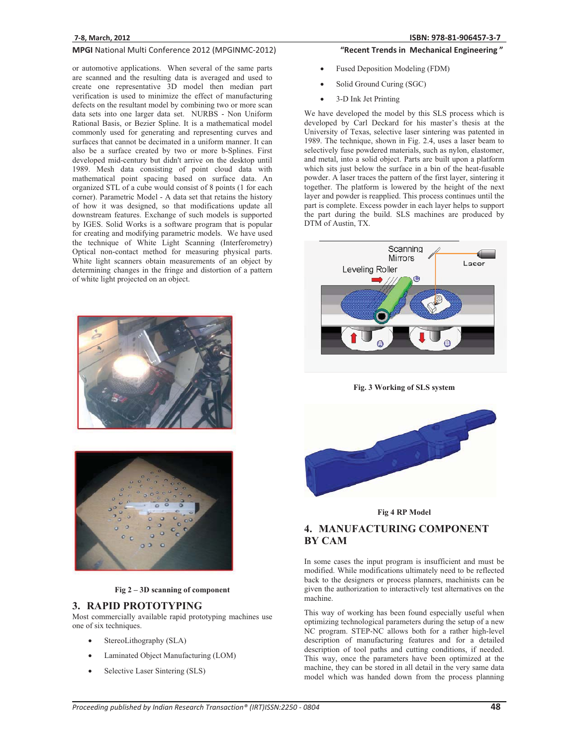or automotive applications. When several of the same parts are scanned and the resulting data is averaged and used to create one representative 3D model then median part verification is used to minimize the effect of manufacturing defects on the resultant model by combining two or more scan data sets into one larger data set. NURBS - Non Uniform Rational Basis, or Bezier Spline. It is a mathematical model commonly used for generating and representing curves and surfaces that cannot be decimated in a uniform manner. It can also be a surface created by two or more b-Splines. First developed mid-century but didn't arrive on the desktop until 1989. Mesh data consisting of point cloud data with mathematical point spacing based on surface data. An organized STL of a cube would consist of 8 points (1 for each corner). Parametric Model - A data set that retains the history of how it was designed, so that modifications update all downstream features. Exchange of such models is supported by IGES. Solid Works is a software program that is popular for creating and modifying parametric models. We have used the technique of White Light Scanning (Interferometry) Optical non-contact method for measuring physical parts. White light scanners obtain measurements of an object by determining changes in the fringe and distortion of a pattern of white light projected on an object.

**Fig 2 – 3D scanning of component**

## 3. RAPID PROTOTYPING

Most commercially available rapid prototyping machines use one of six techniques.

- StereoLithography (SLA)
- Laminated Object Manufacturing (LOM)
- Selective Laser Sintering (SLS)
- Fused Deposition Modeling (FDM)
- Solid Ground Curing (SGC)
- 3-D Ink Jet Printing

We have developed the model by this SLS process which is developed by Carl Deckard for his master's thesis at the University of Texas, selective laser sintering was patented in 1989. The technique, shown in Fig. 2.4, uses a laser beam to selectively fuse powdered materials, such as nylon, elastomer, and metal, into a solid object. Parts are built upon a platform which sits just below the surface in a bin of the heat-fusable powder. A laser traces the pattern of the first layer, sintering it together. The platform is lowered by the height of the next layer and powder is reapplied. This process continues until the part is complete. Excess powder in each layer helps to support the part during the build. SLS machines are produced by DTM of Austin, TX.

**Fig. 3 Working of SLS system**

**Fig 4 RP Model**

## 4. MANUFACTURING COMPONENT BY CAM

In some cases the input program is insufficient and must be modified. While modifications ultimately need to be reflected back to the designers or process planners, machinists can be given the authorization to interactively test alternatives on the machine.

This way of working has been found especially useful when optimizing technological parameters during the setup of a new NC program. STEP-NC allows both for a rather high-level description of manufacturing features and for a detailed description of tool paths and cutting conditions, if needed. This way, once the parameters have been optimized at the machine, they can be stored in all detail in the very same data model which was handed down from the process planning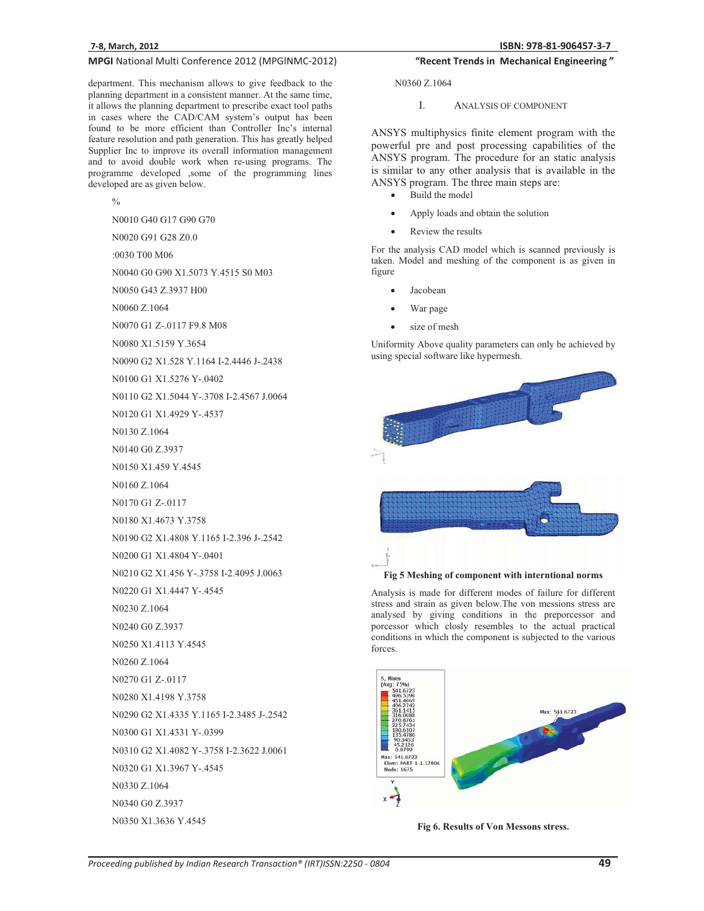department. This mechanism allows to give feedback to the planning department in a consistent manner. At the same time, it allows the planning department to prescribe exact tool paths in cases where the CAD/CAM system's output has been found to be more efficient than Controller Inc's internal feature resolution and path generation. This has greatly helped Supplier Inc to improve its overall information management and to avoid double work when re-using programs. The programme developed ,some of the programming lines developed are as given below.

```
%
N0010 G40 G17 G90 G70
N0020 G91 G28 Z0.0
:0030 T00 M06
N0040 G0 G90 X1.5073 Y.4515 S0 M03
N0050 G43 Z.3937 H00
N0060 Z.1064
N0070 G1 Z-.0117 F9.8 M08
N0080 X1.5159 Y.3654
N0090 G2 X1.528 Y.1164 I-2.4446 J-.2438
N0100 G1 X1.5276 Y-.0402
N0110 G2 X1.5044 Y-.3708 I-2.4567 J.0064
N0120 G1 X1.4929 Y-.4537
N0130 Z.1064
N0140 G0 Z.3937
N0150 X1.459 Y.4545
N0160 Z.1064
N0170 G1 Z-.0117
N0180 X1.4673 Y.3758
N0190 G2 X1.4808 Y.1165 I-2.396 J-.2542
N0200 G1 X1.4804 Y-.0401
N0210 G2 X1.456 Y-.3758 I-2.4095 J.0063
N0220 G1 X1.4447 Y-.4545
N0230 Z.1064
N0240 G0 Z.3937
N0250 X1.4113 Y.4545
N0260 Z.1064
N0270 G1 Z-.0117
N0280 X1.4198 Y.3758
N0290 G2 X1.4335 Y.1165 I-2.3485 J-.2542
N0300 G1 X1.4331 Y-.0399
N0310 G2 X1.4082 Y-.3758 I-2.3622 J.0061
N0320 G1 X1.3967 Y-.4545
N0330 Z.1064
N0340 G0 Z.3937
N0350 X1.3636 Y.4545
N0360 Z.1064
```

## I. Analysis of Component

ANSYS multiphysics finite element program with the powerful pre and post processing capabilities of the ANSYS program. The procedure for an static analysis is similar to any other analysis that is available in the ANSYS program. The three main steps are:

- Build the model
- Apply loads and obtain the solution
- Review the results

For the analysis CAD model which is scanned previously is taken. Model and meshing of the component is as given in figure

- Jacobean
- War page
- size of mesh

Uniformity Above quality parameters can only be achieved by using special software like hypermesh.

**Fig 5 Meshing of component with interntional norms**

Analysis is made for different modes of failure for different stress and strain as given below.The von messions stress are analysed by giving conditions in the preporcessor and porcessor which closly resembles to the actual practical conditions in which the component is subjected to the various forces.

**Fig 6. Results of Von Messons stress.**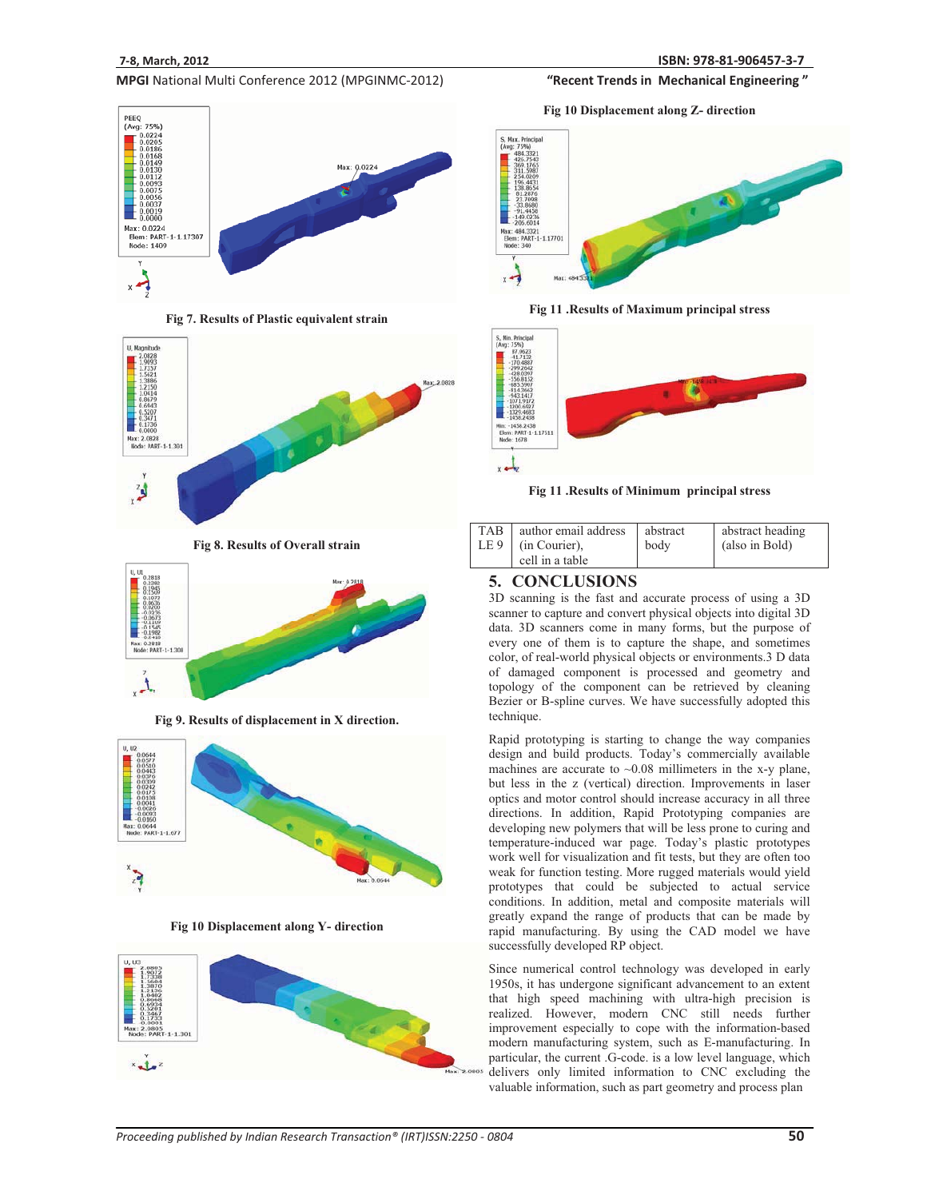Fig 7. Results of Plastic equivalent strain

Fig 8. Results of Overall strain

Fig 9. Results of displacement in X direction.

Fig 10 Displacement along Y- direction

Fig 10 Displacement along Z- direction

Fig 11 .Results of Maximum principal stress

Fig 11 .Results of Minimum principal stress

| TABLE 9 | author email address (in Courier), cell in a table | abstract body | abstract heading (also in Bold) |
|---|---|---|---|

## 5. CONCLUSIONS

3D scanning is the fast and accurate process of using a 3D scanner to capture and convert physical objects into digital 3D data. 3D scanners come in many forms, but the purpose of every one of them is to capture the shape, and sometimes color, of real-world physical objects or environments.3 D data of damaged component is processed and geometry and topology of the component can be retrieved by cleaning Bezier or B-spline curves. We have successfully adopted this technique.

Rapid prototyping is starting to change the way companies design and build products. Today's commercially available machines are accurate to ~0.08 millimeters in the x-y plane, but less in the z (vertical) direction. Improvements in laser optics and motor control should increase accuracy in all three directions. In addition, Rapid Prototyping companies are developing new polymers that will be less prone to curing and temperature-induced war page. Today's plastic prototypes work well for visualization and fit tests, but they are often too weak for function testing. More rugged materials would yield prototypes that could be subjected to actual service conditions. In addition, metal and composite materials will greatly expand the range of products that can be made by rapid manufacturing. By using the CAD model we have successfully developed RP object.

Since numerical control technology was developed in early 1950s, it has undergone significant advancement to an extent that high speed machining with ultra-high precision is realized. However, modern CNC still needs further improvement especially to cope with the information-based modern manufacturing system, such as E-manufacturing. In particular, the current .G-code. is a low level language, which delivers only limited information to CNC excluding the valuable information, such as part geometry and process plan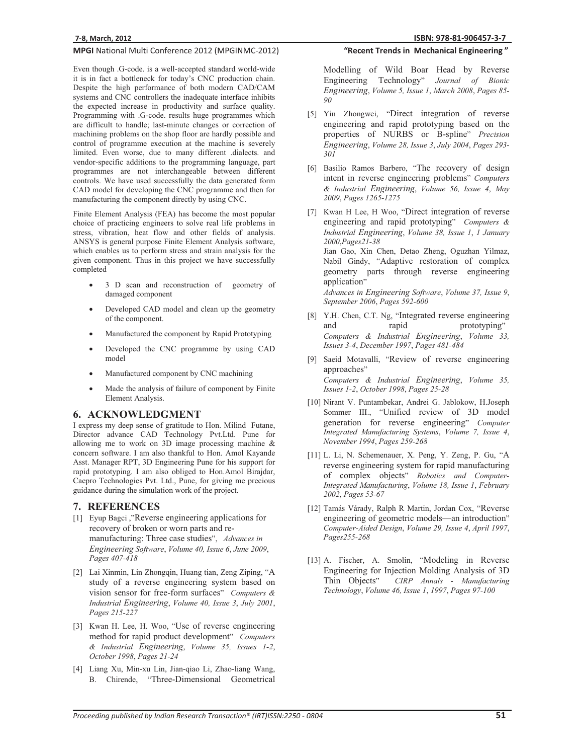Even though .G-code. is a well-accepted standard world-wide it is in fact a bottleneck for today's CNC production chain. Despite the high performance of both modern CAD/CAM systems and CNC controllers the inadequate interface inhibits the expected increase in productivity and surface quality. Programming with .G-code. results huge programmes which are difficult to handle; last-minute changes or correction of machining problems on the shop floor are hardly possible and control of programme execution at the machine is severely limited. Even worse, due to many different .dialects. and vendor-specific additions to the programming language, part programmes are not interchangeable between different controls. We have used successfully the data generated form CAD model for developing the CNC programme and then for manufacturing the component directly by using CNC.

Finite Element Analysis (FEA) has become the most popular choice of practicing engineers to solve real life problems in stress, vibration, heat flow and other fields of analysis. ANSYS is general purpose Finite Element Analysis software, which enables us to perform stress and strain analysis for the given component. Thus in this project we have successfully completed

- 3 D scan and reconstruction of geometry of damaged component
- Developed CAD model and clean up the geometry of the component.
- Manufactured the component by Rapid Prototyping
- Developed the CNC programme by using CAD model
- Manufactured component by CNC machining
- Made the analysis of failure of component by Finite Element Analysis.

## 6. ACKNOWLEDGMENT

I express my deep sense of gratitude to Hon. Milind Futane, Director advance CAD Technology Pvt.Ltd. Pune for allowing me to work on 3D image processing machine & concern software. I am also thankful to Hon. Amol Kayande Asst. Manager RPT, 3D Engineering Pune for his support for rapid prototyping. I am also obliged to Hon.Amol Birajdar, Caepro Technologies Pvt. Ltd., Pune, for giving me precious guidance during the simulation work of the project.

## 7. REFERENCES

[1] Eyup Bagci ,"Reverse engineering applications for recovery of broken or worn parts and re-manufacturing: Three case studies", *Advances in Engineering Software*, *Volume 40, Issue 6*, *June 2009*, *Pages 407-418*

[2] Lai Xinmin, Lin Zhongqin, Huang tian, Zeng Ziping, "A study of a reverse engineering system based on vision sensor for free-form surfaces" *Computers & Industrial Engineering*, *Volume 40, Issue 3*, *July 2001*, *Pages 215-227*

[3] Kwan H. Lee, H. Woo, "Use of reverse engineering method for rapid product development" *Computers & Industrial Engineering*, *Volume 35, Issues 1-2*, *October 1998*, *Pages 21-24*

[4] Liang Xu, Min-xu Lin, Jian-qiao Li, Zhao-liang Wang, B. Chirende, "Three-Dimensional Geometrical Modelling of Wild Boar Head by Reverse Engineering Technology" *Journal of Bionic Engineering*, *Volume 5, Issue 1*, *March 2008*, *Pages 85-90*

[5] Yin Zhongwei, "Direct integration of reverse engineering and rapid prototyping based on the properties of NURBS or B-spline" *Precision Engineering*, *Volume 28, Issue 3*, *July 2004*, *Pages 293-301*

[6] Basilio Ramos Barbero, "The recovery of design intent in reverse engineering problems" *Computers & Industrial Engineering*, *Volume 56, Issue 4*, *May 2009*, *Pages 1265-1275*

[7] Kwan H Lee, H Woo, "Direct integration of reverse engineering and rapid prototyping" *Computers & Industrial Engineering*, *Volume 38, Issue 1*, *1 January 2000*,*Pages21-38*
Jian Gao, Xin Chen, Detao Zheng, Oguzhan Yilmaz, Nabil Gindy, "Adaptive restoration of complex geometry parts through reverse engineering application"
*Advances in Engineering Software*, *Volume 37, Issue 9*, *September 2006*, *Pages 592-600*

[8] Y.H. Chen, C.T. Ng, "Integrated reverse engineering and rapid prototyping" *Computers & Industrial Engineering*, *Volume 33, Issues 3-4*, *December 1997*, *Pages 481-484*

[9] Saeid Motavalli, "Review of reverse engineering approaches"
*Computers & Industrial Engineering*, *Volume 35, Issues 1-2*, *October 1998*, *Pages 25-28*

[10] Nirant V. Puntambekar, Andrei G. Jablokow, H.Joseph Sommer III., "Unified review of 3D model generation for reverse engineering" *Computer Integrated Manufacturing Systems*, *Volume 7, Issue 4*, *November 1994*, *Pages 259-268*

[11] L. Li, N. Schemenauer, X. Peng, Y. Zeng, P. Gu, "A reverse engineering system for rapid manufacturing of complex objects" *Robotics and Computer-Integrated Manufacturing*, *Volume 18, Issue 1*, *February 2002*, *Pages 53-67*

[12] Tamás Várady, Ralph R Martin, Jordan Cox, "Reverse engineering of geometric models—an introduction" *Computer-Aided Design*, *Volume 29, Issue 4*, *April 1997*, *Pages255-268*

[13] A. Fischer, A. Smolin, "Modeling in Reverse Engineering for Injection Molding Analysis of 3D Thin Objects" *CIRP Annals - Manufacturing Technology*, *Volume 46, Issue 1*, *1997*, *Pages 97-100*